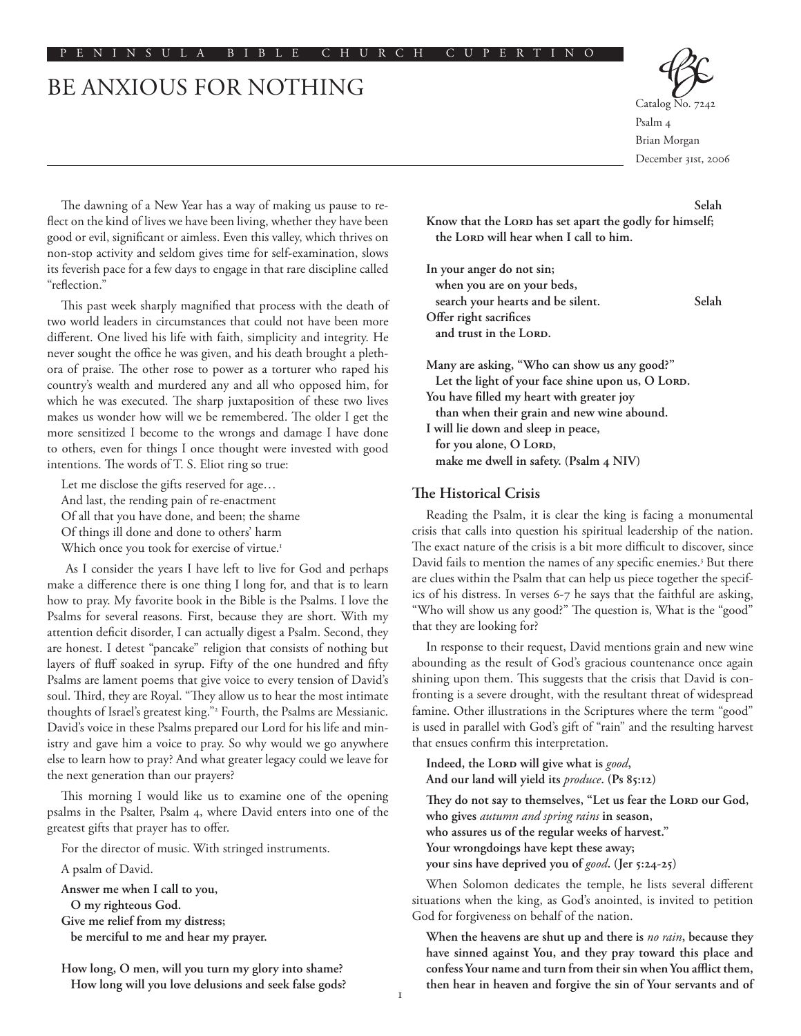PENINSULA BIBLE CHURCH CUPERTINO

# BE ANXIOUS FOR NOTHING

Catalog No. 7242
Psalm 4
Brian Morgan
December 31st, 2006

The dawning of a New Year has a way of making us pause to reflect on the kind of lives we have been living, whether they have been good or evil, significant or aimless. Even this valley, which thrives on non-stop activity and seldom gives time for self-examination, slows its feverish pace for a few days to engage in that rare discipline called "reflection."

This past week sharply magnified that process with the death of two world leaders in circumstances that could not have been more different. One lived his life with faith, simplicity and integrity. He never sought the office he was given, and his death brought a plethora of praise. The other rose to power as a torturer who raped his country's wealth and murdered any and all who opposed him, for which he was executed. The sharp juxtaposition of these two lives makes us wonder how will we be remembered. The older I get the more sensitized I become to the wrongs and damage I have done to others, even for things I once thought were invested with good intentions. The words of T. S. Eliot ring so true:

> Let me disclose the gifts reserved for age…
> And last, the rending pain of re-enactment
> Of all that you have done, and been; the shame
> Of things ill done and done to others' harm
> Which once you took for exercise of virtue.[1]

As I consider the years I have left to live for God and perhaps make a difference there is one thing I long for, and that is to learn how to pray. My favorite book in the Bible is the Psalms. I love the Psalms for several reasons. First, because they are short. With my attention deficit disorder, I can actually digest a Psalm. Second, they are honest. I detest "pancake" religion that consists of nothing but layers of fluff soaked in syrup. Fifty of the one hundred and fifty Psalms are lament poems that give voice to every tension of David's soul. Third, they are Royal. "They allow us to hear the most intimate thoughts of Israel's greatest king."[2] Fourth, the Psalms are Messianic. David's voice in these Psalms prepared our Lord for his life and ministry and gave him a voice to pray. So why would we go anywhere else to learn how to pray? And what greater legacy could we leave for the next generation than our prayers?

This morning I would like us to examine one of the opening psalms in the Psalter, Psalm 4, where David enters into one of the greatest gifts that prayer has to offer.

For the director of music. With stringed instruments.

A psalm of David.

**Answer me when I call to you,**
**O my righteous God.**
**Give me relief from my distress;**
**be merciful to me and hear my prayer.**

**How long, O men, will you turn my glory into shame?**
**How long will you love delusions and seek false gods?**
**Selah**
**Know that the LORD has set apart the godly for himself;**
**the LORD will hear when I call to him.**

**In your anger do not sin;**
**when you are on your beds,**
**search your hearts and be silent. Selah**
**Offer right sacrifices**
**and trust in the LORD.**

**Many are asking, "Who can show us any good?"**
**Let the light of your face shine upon us, O LORD.**
**You have filled my heart with greater joy**
**than when their grain and new wine abound.**
**I will lie down and sleep in peace,**
**for you alone, O LORD,**
**make me dwell in safety. (Psalm 4 NIV)**

## The Historical Crisis

Reading the Psalm, it is clear the king is facing a monumental crisis that calls into question his spiritual leadership of the nation. The exact nature of the crisis is a bit more difficult to discover, since David fails to mention the names of any specific enemies.[3] But there are clues within the Psalm that can help us piece together the specifics of his distress. In verses 6-7 he says that the faithful are asking, "Who will show us any good?" The question is, What is the "good" that they are looking for?

In response to their request, David mentions grain and new wine abounding as the result of God's gracious countenance once again shining upon them. This suggests that the crisis that David is confronting is a severe drought, with the resultant threat of widespread famine. Other illustrations in the Scriptures where the term "good" is used in parallel with God's gift of "rain" and the resulting harvest that ensues confirm this interpretation.

> **Indeed, the LORD will give what is *good*,**
> **And our land will yield its *produce*. (Ps 85:12)**

> **They do not say to themselves, "Let us fear the LORD our God,**
> **who gives *autumn and spring rains* in season,**
> **who assures us of the regular weeks of harvest."**
> **Your wrongdoings have kept these away;**
> **your sins have deprived you of *good*. (Jer 5:24-25)**

When Solomon dedicates the temple, he lists several different situations when the king, as God's anointed, is invited to petition God for forgiveness on behalf of the nation.

> **When the heavens are shut up and there is *no rain*, because they have sinned against You, and they pray toward this place and confess Your name and turn from their sin when You afflict them, then hear in heaven and forgive the sin of Your servants and of**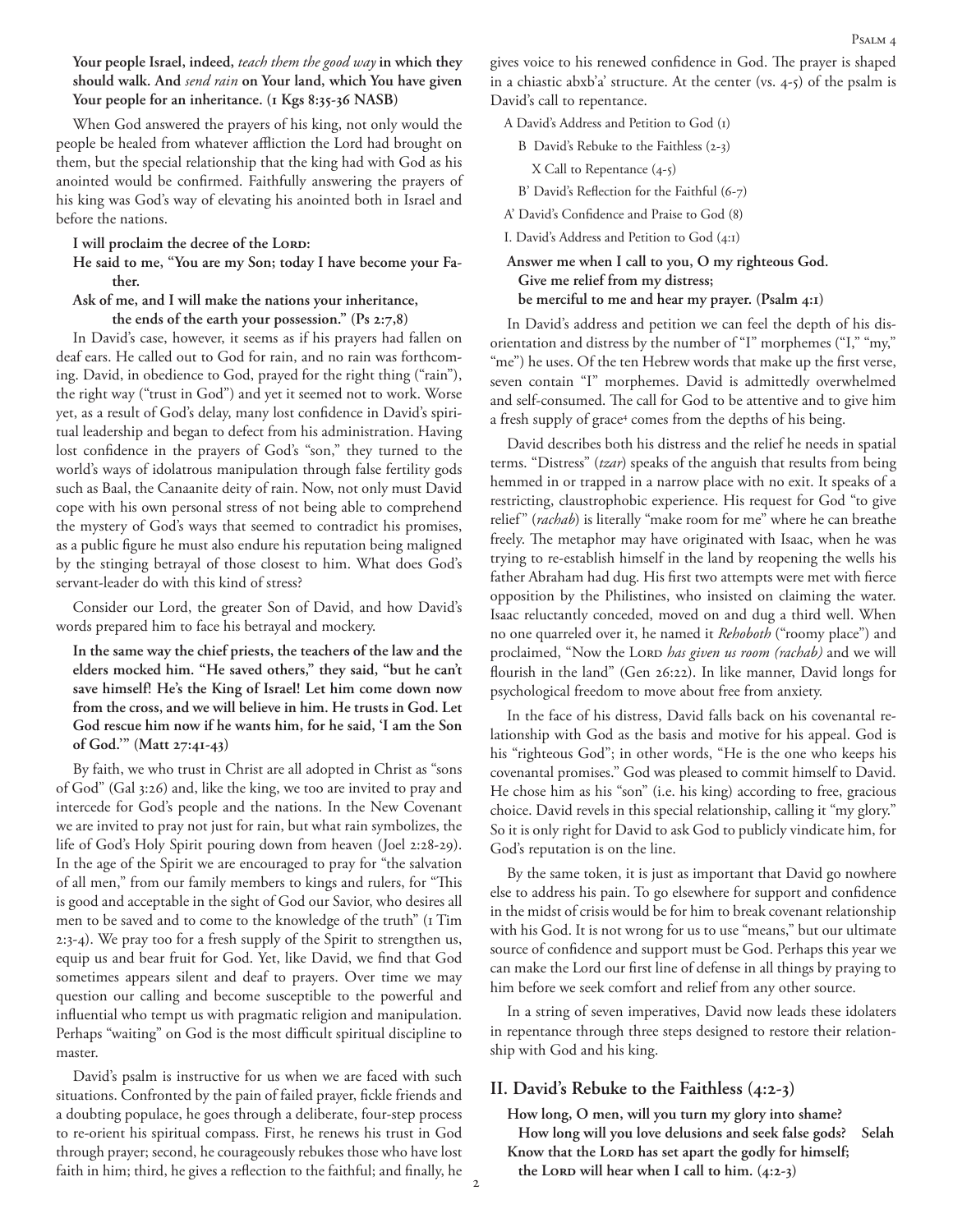**Your people Israel, indeed,** ***teach them the good way*** **in which they should walk. And** ***send rain*** **on Your land, which You have given Your people for an inheritance. (1 Kgs 8:35-36 NASB)**

When God answered the prayers of his king, not only would the people be healed from whatever affliction the Lord had brought on them, but the special relationship that the king had with God as his anointed would be confirmed. Faithfully answering the prayers of his king was God's way of elevating his anointed both in Israel and before the nations.

**I will proclaim the decree of the Lord:**
**He said to me, "You are my Son; today I have become your Father.**
**Ask of me, and I will make the nations your inheritance,**
**the ends of the earth your possession." (Ps 2:7,8)**

In David's case, however, it seems as if his prayers had fallen on deaf ears. He called out to God for rain, and no rain was forthcoming. David, in obedience to God, prayed for the right thing ("rain"), the right way ("trust in God") and yet it seemed not to work. Worse yet, as a result of God's delay, many lost confidence in David's spiritual leadership and began to defect from his administration. Having lost confidence in the prayers of God's "son," they turned to the world's ways of idolatrous manipulation through false fertility gods such as Baal, the Canaanite deity of rain. Now, not only must David cope with his own personal stress of not being able to comprehend the mystery of God's ways that seemed to contradict his promises, as a public figure he must also endure his reputation being maligned by the stinging betrayal of those closest to him. What does God's servant-leader do with this kind of stress?

Consider our Lord, the greater Son of David, and how David's words prepared him to face his betrayal and mockery.

**In the same way the chief priests, the teachers of the law and the elders mocked him. "He saved others," they said, "but he can't save himself! He's the King of Israel! Let him come down now from the cross, and we will believe in him. He trusts in God. Let God rescue him now if he wants him, for he said, 'I am the Son of God.'" (Matt 27:41-43)**

By faith, we who trust in Christ are all adopted in Christ as "sons of God" (Gal 3:26) and, like the king, we too are invited to pray and intercede for God's people and the nations. In the New Covenant we are invited to pray not just for rain, but what rain symbolizes, the life of God's Holy Spirit pouring down from heaven (Joel 2:28-29). In the age of the Spirit we are encouraged to pray for "the salvation of all men," from our family members to kings and rulers, for "This is good and acceptable in the sight of God our Savior, who desires all men to be saved and to come to the knowledge of the truth" (1 Tim 2:3-4). We pray too for a fresh supply of the Spirit to strengthen us, equip us and bear fruit for God. Yet, like David, we find that God sometimes appears silent and deaf to prayers. Over time we may question our calling and become susceptible to the powerful and influential who tempt us with pragmatic religion and manipulation. Perhaps "waiting" on God is the most difficult spiritual discipline to master.

David's psalm is instructive for us when we are faced with such situations. Confronted by the pain of failed prayer, fickle friends and a doubting populace, he goes through a deliberate, four-step process to re-orient his spiritual compass. First, he renews his trust in God through prayer; second, he courageously rebukes those who have lost faith in him; third, he gives a reflection to the faithful; and finally, he gives voice to his renewed confidence in God. The prayer is shaped in a chiastic abxb'a' structure. At the center (vs. 4-5) of the psalm is David's call to repentance.

- A David's Address and Petition to God (1)
  - B David's Rebuke to the Faithless (2-3)
    - X Call to Repentance (4-5)
  - B' David's Reflection for the Faithful (6-7)
- A' David's Confidence and Praise to God (8)

I. David's Address and Petition to God (4:1)

**Answer me when I call to you, O my righteous God.**
**Give me relief from my distress;**
**be merciful to me and hear my prayer. (Psalm 4:1)**

In David's address and petition we can feel the depth of his disorientation and distress by the number of "I" morphemes ("I," "my," "me") he uses. Of the ten Hebrew words that make up the first verse, seven contain "I" morphemes. David is admittedly overwhelmed and self-consumed. The call for God to be attentive and to give him a fresh supply of grace[4] comes from the depths of his being.

David describes both his distress and the relief he needs in spatial terms. "Distress" (*tzar*) speaks of the anguish that results from being hemmed in or trapped in a narrow place with no exit. It speaks of a restricting, claustrophobic experience. His request for God "to give relief" (*rachab*) is literally "make room for me" where he can breathe freely. The metaphor may have originated with Isaac, when he was trying to re-establish himself in the land by reopening the wells his father Abraham had dug. His first two attempts were met with fierce opposition by the Philistines, who insisted on claiming the water. Isaac reluctantly conceded, moved on and dug a third well. When no one quarreled over it, he named it *Rehoboth* ("roomy place") and proclaimed, "Now the Lord *has given us room (rachab)* and we will flourish in the land" (Gen 26:22). In like manner, David longs for psychological freedom to move about free from anxiety.

In the face of his distress, David falls back on his covenantal relationship with God as the basis and motive for his appeal. God is his "righteous God"; in other words, "He is the one who keeps his covenantal promises." God was pleased to commit himself to David. He chose him as his "son" (i.e. his king) according to free, gracious choice. David revels in this special relationship, calling it "my glory." So it is only right for David to ask God to publicly vindicate him, for God's reputation is on the line.

By the same token, it is just as important that David go nowhere else to address his pain. To go elsewhere for support and confidence in the midst of crisis would be for him to break covenant relationship with his God. It is not wrong for us to use "means," but our ultimate source of confidence and support must be God. Perhaps this year we can make the Lord our first line of defense in all things by praying to him before we seek comfort and relief from any other source.

In a string of seven imperatives, David now leads these idolaters in repentance through three steps designed to restore their relationship with God and his king.

## II. David's Rebuke to the Faithless (4:2-3)

**How long, O men, will you turn my glory into shame?**
**How long will you love delusions and seek false gods? Selah**
**Know that the Lord has set apart the godly for himself;**
**the Lord will hear when I call to him. (4:2-3)**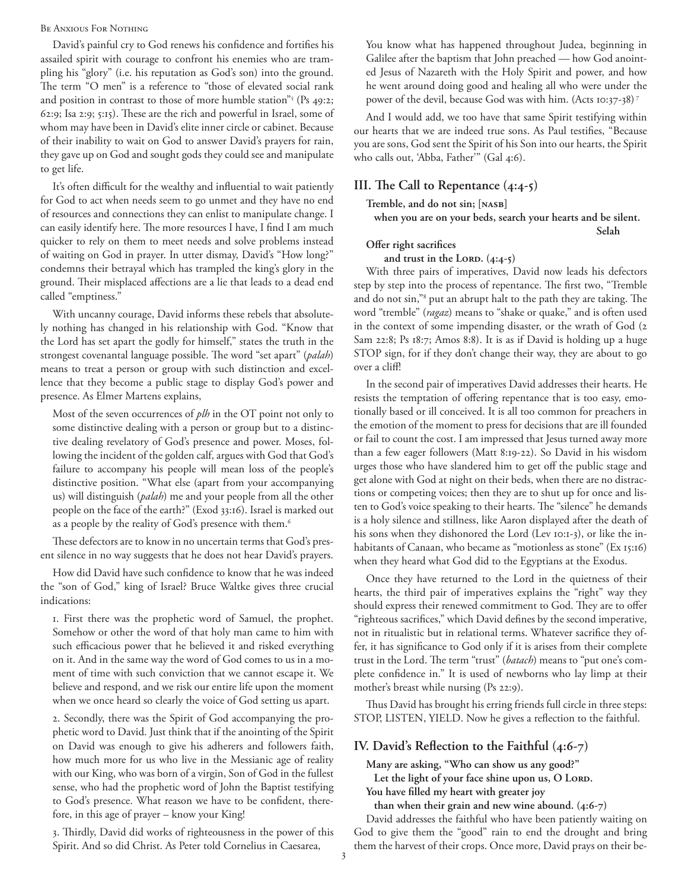David's painful cry to God renews his confidence and fortifies his assailed spirit with courage to confront his enemies who are trampling his "glory" (i.e. his reputation as God's son) into the ground. The term "O men" is a reference to "those of elevated social rank and position in contrast to those of more humble station"[5] (Ps 49:2; 62:9; Isa 2:9; 5:15). These are the rich and powerful in Israel, some of whom may have been in David's elite inner circle or cabinet. Because of their inability to wait on God to answer David's prayers for rain, they gave up on God and sought gods they could see and manipulate to get life.

It's often difficult for the wealthy and influential to wait patiently for God to act when needs seem to go unmet and they have no end of resources and connections they can enlist to manipulate change. I can easily identify here. The more resources I have, I find I am much quicker to rely on them to meet needs and solve problems instead of waiting on God in prayer. In utter dismay, David's "How long?" condemns their betrayal which has trampled the king's glory in the ground. Their misplaced affections are a lie that leads to a dead end called "emptiness."

With uncanny courage, David informs these rebels that absolutely nothing has changed in his relationship with God. "Know that the Lord has set apart the godly for himself," states the truth in the strongest covenantal language possible. The word "set apart" (*palah*) means to treat a person or group with such distinction and excellence that they become a public stage to display God's power and presence. As Elmer Martens explains,

> Most of the seven occurrences of *plh* in the OT point not only to some distinctive dealing with a person or group but to a distinctive dealing revelatory of God's presence and power. Moses, following the incident of the golden calf, argues with God that God's failure to accompany his people will mean loss of the people's distinctive position. "What else (apart from your accompanying us) will distinguish (*palah*) me and your people from all the other people on the face of the earth?" (Exod 33:16). Israel is marked out as a people by the reality of God's presence with them.[6]

These defectors are to know in no uncertain terms that God's present silence in no way suggests that he does not hear David's prayers.

How did David have such confidence to know that he was indeed the "son of God," king of Israel? Bruce Waltke gives three crucial indications:

> 1. First there was the prophetic word of Samuel, the prophet. Somehow or other the word of that holy man came to him with such efficacious power that he believed it and risked everything on it. And in the same way the word of God comes to us in a moment of time with such conviction that we cannot escape it. We believe and respond, and we risk our entire life upon the moment when we once heard so clearly the voice of God setting us apart.
>
> 2. Secondly, there was the Spirit of God accompanying the prophetic word to David. Just think that if the anointing of the Spirit on David was enough to give his adherers and followers faith, how much more for us who live in the Messianic age of reality with our King, who was born of a virgin, Son of God in the fullest sense, who had the prophetic word of John the Baptist testifying to God's presence. What reason we have to be confident, therefore, in this age of prayer – know your King!
>
> 3. Thirdly, David did works of righteousness in the power of this Spirit. And so did Christ. As Peter told Cornelius in Caesarea,
>
> You know what has happened throughout Judea, beginning in Galilee after the baptism that John preached — how God anointed Jesus of Nazareth with the Holy Spirit and power, and how he went around doing good and healing all who were under the power of the devil, because God was with him. (Acts 10:37-38)[7]

And I would add, we too have that same Spirit testifying within our hearts that we are indeed true sons. As Paul testifies, "Because you are sons, God sent the Spirit of his Son into our hearts, the Spirit who calls out, 'Abba, Father'" (Gal 4:6).

## III. The Call to Repentance (4:4-5)

**Tremble, and do not sin; [NASB]**
**when you are on your beds, search your hearts and be silent.**
**Selah**
**Offer right sacrifices**
**and trust in the LORD. (4:4-5)**

With three pairs of imperatives, David now leads his defectors step by step into the process of repentance. The first two, "Tremble and do not sin,"[8] put an abrupt halt to the path they are taking. The word "tremble" (*ragaz*) means to "shake or quake," and is often used in the context of some impending disaster, or the wrath of God (2 Sam 22:8; Ps 18:7; Amos 8:8). It is as if David is holding up a huge STOP sign, for if they don't change their way, they are about to go over a cliff!

In the second pair of imperatives David addresses their hearts. He resists the temptation of offering repentance that is too easy, emotionally based or ill conceived. It is all too common for preachers in the emotion of the moment to press for decisions that are ill founded or fail to count the cost. I am impressed that Jesus turned away more than a few eager followers (Matt 8:19-22). So David in his wisdom urges those who have slandered him to get off the public stage and get alone with God at night on their beds, when there are no distractions or competing voices; then they are to shut up for once and listen to God's voice speaking to their hearts. The "silence" he demands is a holy silence and stillness, like Aaron displayed after the death of his sons when they dishonored the Lord (Lev 10:1-3), or like the inhabitants of Canaan, who became as "motionless as stone" (Ex 15:16) when they heard what God did to the Egyptians at the Exodus.

Once they have returned to the Lord in the quietness of their hearts, the third pair of imperatives explains the "right" way they should express their renewed commitment to God. They are to offer "righteous sacrifices," which David defines by the second imperative, not in ritualistic but in relational terms. Whatever sacrifice they offer, it has significance to God only if it is arises from their complete trust in the Lord. The term "trust" (*batach*) means to "put one's complete confidence in." It is used of newborns who lay limp at their mother's breast while nursing (Ps 22:9).

Thus David has brought his erring friends full circle in three steps: STOP, LISTEN, YIELD. Now he gives a reflection to the faithful.

## IV. David's Reflection to the Faithful (4:6-7)

**Many are asking, "Who can show us any good?"**
**Let the light of your face shine upon us, O LORD.**
**You have filled my heart with greater joy**
**than when their grain and new wine abound. (4:6-7)**

David addresses the faithful who have been patiently waiting on God to give them the "good" rain to end the drought and bring them the harvest of their crops. Once more, David prays on their be-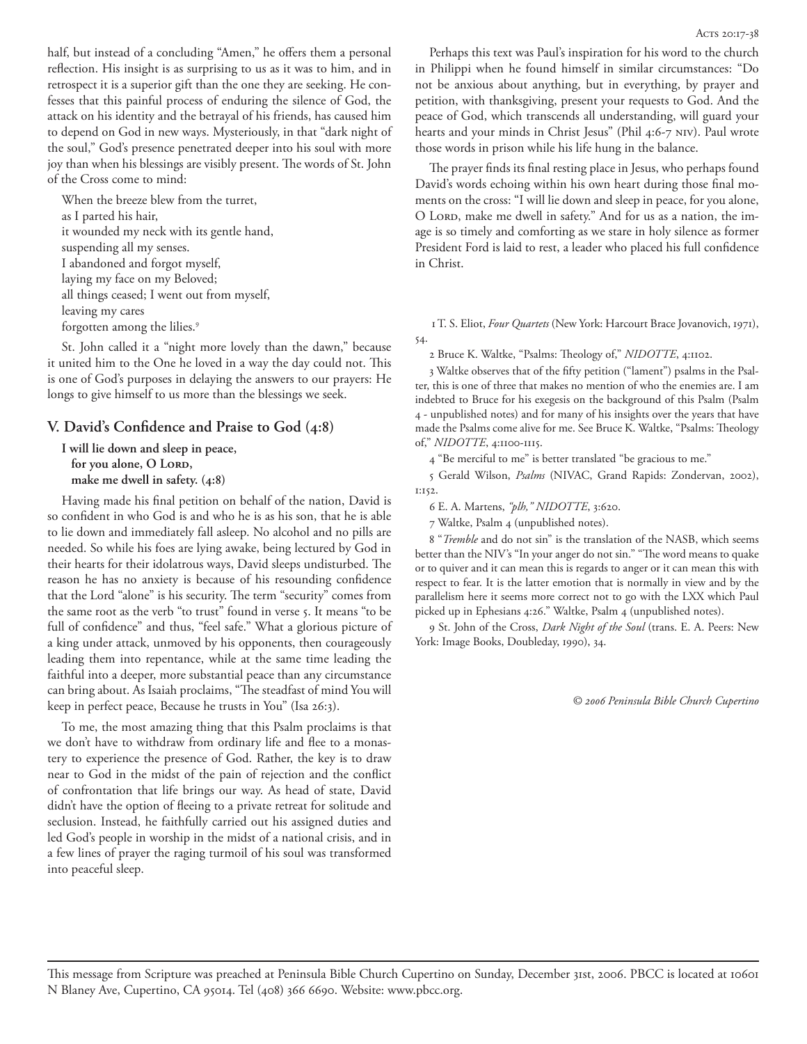half, but instead of a concluding "Amen," he offers them a personal reflection. His insight is as surprising to us as it was to him, and in retrospect it is a superior gift than the one they are seeking. He confesses that this painful process of enduring the silence of God, the attack on his identity and the betrayal of his friends, has caused him to depend on God in new ways. Mysteriously, in that "dark night of the soul," God's presence penetrated deeper into his soul with more joy than when his blessings are visibly present. The words of St. John of the Cross come to mind:

> When the breeze blew from the turret,
> as I parted his hair,
> it wounded my neck with its gentle hand,
> suspending all my senses.
> I abandoned and forgot myself,
> laying my face on my Beloved;
> all things ceased; I went out from myself,
> leaving my cares
> forgotten among the lilies.[9]

St. John called it a "night more lovely than the dawn," because it united him to the One he loved in a way the day could not. This is one of God's purposes in delaying the answers to our prayers: He longs to give himself to us more than the blessings we seek.

## V. David's Confidence and Praise to God (4:8)

> **I will lie down and sleep in peace,**
> **for you alone, O Lord,**
> **make me dwell in safety. (4:8)**

Having made his final petition on behalf of the nation, David is so confident in who God is and who he is as his son, that he is able to lie down and immediately fall asleep. No alcohol and no pills are needed. So while his foes are lying awake, being lectured by God in their hearts for their idolatrous ways, David sleeps undisturbed. The reason he has no anxiety is because of his resounding confidence that the Lord "alone" is his security. The term "security" comes from the same root as the verb "to trust" found in verse 5. It means "to be full of confidence" and thus, "feel safe." What a glorious picture of a king under attack, unmoved by his opponents, then courageously leading them into repentance, while at the same time leading the faithful into a deeper, more substantial peace than any circumstance can bring about. As Isaiah proclaims, "The steadfast of mind You will keep in perfect peace, Because he trusts in You" (Isa 26:3).

To me, the most amazing thing that this Psalm proclaims is that we don't have to withdraw from ordinary life and flee to a monastery to experience the presence of God. Rather, the key is to draw near to God in the midst of the pain of rejection and the conflict of confrontation that life brings our way. As head of state, David didn't have the option of fleeing to a private retreat for solitude and seclusion. Instead, he faithfully carried out his assigned duties and led God's people in worship in the midst of a national crisis, and in a few lines of prayer the raging turmoil of his soul was transformed into peaceful sleep.

Perhaps this text was Paul's inspiration for his word to the church in Philippi when he found himself in similar circumstances: "Do not be anxious about anything, but in everything, by prayer and petition, with thanksgiving, present your requests to God. And the peace of God, which transcends all understanding, will guard your hearts and your minds in Christ Jesus" (Phil 4:6-7 NIV). Paul wrote those words in prison while his life hung in the balance.

The prayer finds its final resting place in Jesus, who perhaps found David's words echoing within his own heart during those final moments on the cross: "I will lie down and sleep in peace, for you alone, O Lord, make me dwell in safety." And for us as a nation, the image is so timely and comforting as we stare in holy silence as former President Ford is laid to rest, a leader who placed his full confidence in Christ.

1 T. S. Eliot, *Four Quartets* (New York: Harcourt Brace Jovanovich, 1971), 54.

2 Bruce K. Waltke, "Psalms: Theology of," *NIDOTTE*, 4:1102.

3 Waltke observes that of the fifty petition ("lament") psalms in the Psalter, this is one of three that makes no mention of who the enemies are. I am indebted to Bruce for his exegesis on the background of this Psalm (Psalm 4 - unpublished notes) and for many of his insights over the years that have made the Psalms come alive for me. See Bruce K. Waltke, "Psalms: Theology of," *NIDOTTE*, 4:1100-1115.

4 "Be merciful to me" is better translated "be gracious to me."

5 Gerald Wilson, *Psalms* (NIVAC, Grand Rapids: Zondervan, 2002), 1:152.

6 E. A. Martens, *"plh," NIDOTTE*, 3:620.

7 Waltke, Psalm 4 (unpublished notes).

8 "*Tremble* and do not sin" is the translation of the NASB, which seems better than the NIV's "In your anger do not sin." "The word means to quake or to quiver and it can mean this is regards to anger or it can mean this with respect to fear. It is the latter emotion that is normally in view and by the parallelism here it seems more correct not to go with the LXX which Paul picked up in Ephesians 4:26." Waltke, Psalm 4 (unpublished notes).

9 St. John of the Cross, *Dark Night of the Soul* (trans. E. A. Peers: New York: Image Books, Doubleday, 1990), 34.

*© 2006 Peninsula Bible Church Cupertino*

This message from Scripture was preached at Peninsula Bible Church Cupertino on Sunday, December 31st, 2006. PBCC is located at 10601 N Blaney Ave, Cupertino, CA 95014. Tel (408) 366 6690. Website: www.pbcc.org.